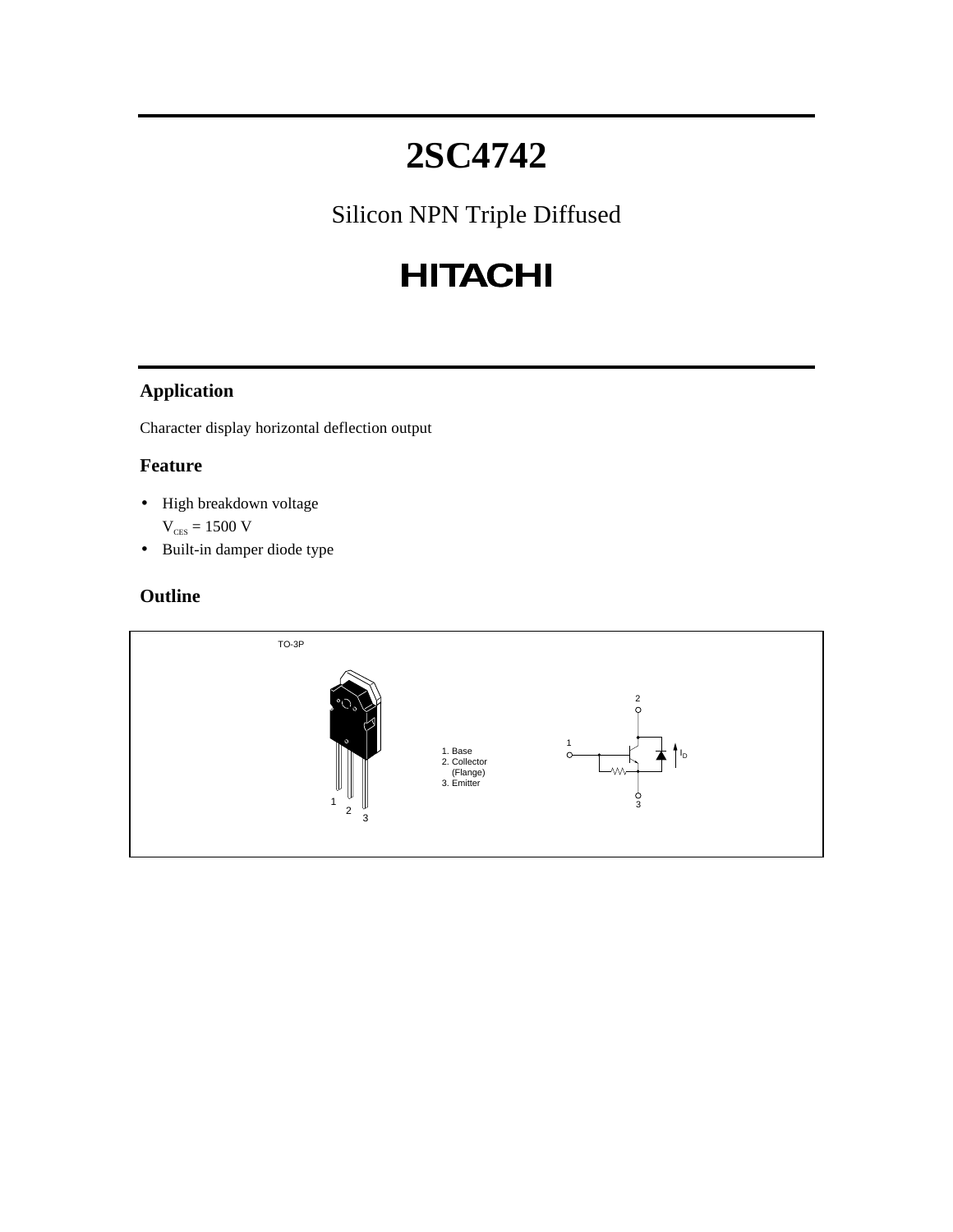# 2SC4742

Silicon NPN Triple Diffused

HITACHI

## Application

Character display horizontal deflection output

## Feature

- High breakdown voltage
  $V_{CES}$ = 1500 V
- Built-in damper diode type

## Outline

TO-3P

1. Base
2. Collector
   (Flange)
3. Emitter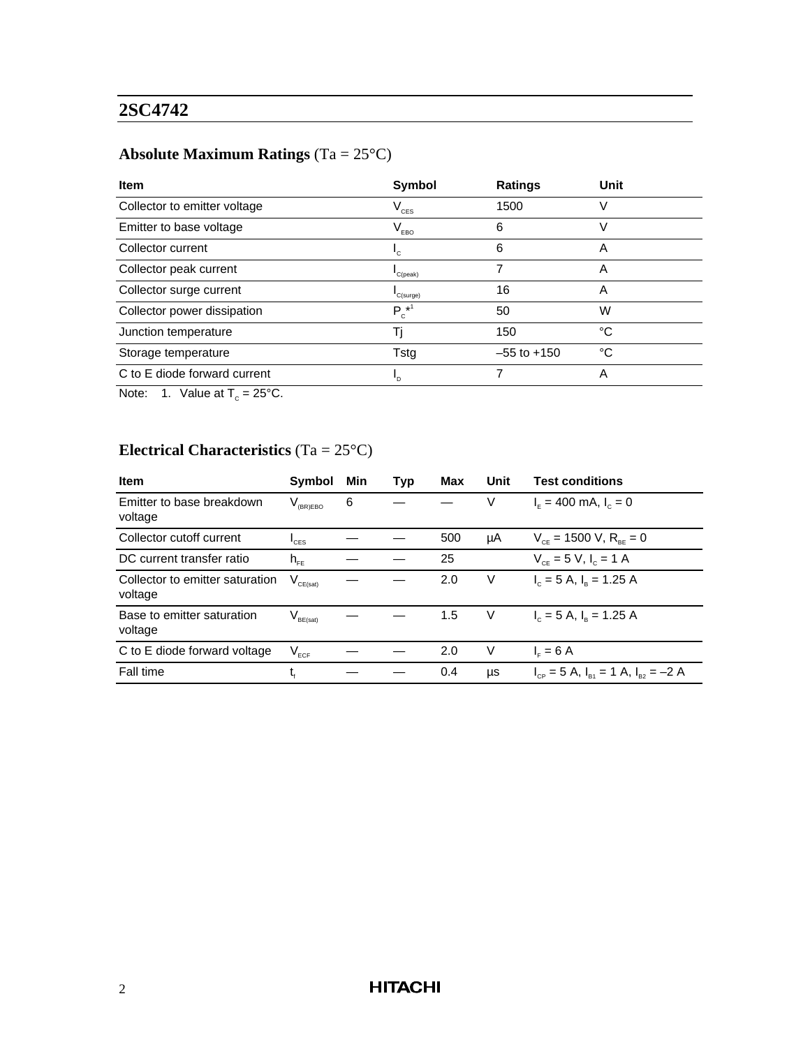# 2SC4742

## Absolute Maximum Ratings (Ta = 25°C)

| Item | Symbol | Ratings | Unit |
|---|---|---|---|
| Collector to emitter voltage | $V_{CES}$ | 1500 | V |
| Emitter to base voltage | $V_{EBO}$ | 6 | V |
| Collector current | $I_C$ | 6 | A |
| Collector peak current | $I_{C(peak)}$ | 7 | A |
| Collector surge current | $I_{C(surge)}$ | 16 | A |
| Collector power dissipation | $P_C$*[1] | 50 | W |
| Junction temperature | Tj | 150 | °C |
| Storage temperature | Tstg | –55 to +150 | °C |
| C to E diode forward current | $I_D$ | 7 | A |

Note: 1. Value at $T_C$ = 25°C.

## Electrical Characteristics (Ta = 25°C)

| Item | Symbol | Min | Typ | Max | Unit | Test conditions |
|---|---|---|---|---|---|---|
| Emitter to base breakdown voltage | $V_{(BR)EBO}$ | 6 | — | — | V | $I_E$ = 400 mA, $I_C$ = 0 |
| Collector cutoff current | $I_{CES}$ | — | — | 500 | µA | $V_{CE}$ = 1500 V, $R_{BE}$ = 0 |
| DC current transfer ratio | $h_{FE}$ | — | — | 25 | | $V_{CE}$ = 5 V, $I_C$ = 1 A |
| Collector to emitter saturation voltage | $V_{CE(sat)}$ | — | — | 2.0 | V | $I_C$ = 5 A, $I_B$ = 1.25 A |
| Base to emitter saturation voltage | $V_{BE(sat)}$ | — | — | 1.5 | V | $I_C$ = 5 A, $I_B$ = 1.25 A |
| C to E diode forward voltage | $V_{ECF}$ | — | — | 2.0 | V | $I_F$ = 6 A |
| Fall time | $t_f$ | — | — | 0.4 | µs | $I_{CP}$ = 5 A, $I_{B1}$ = 1 A, $I_{B2}$ = –2 A |